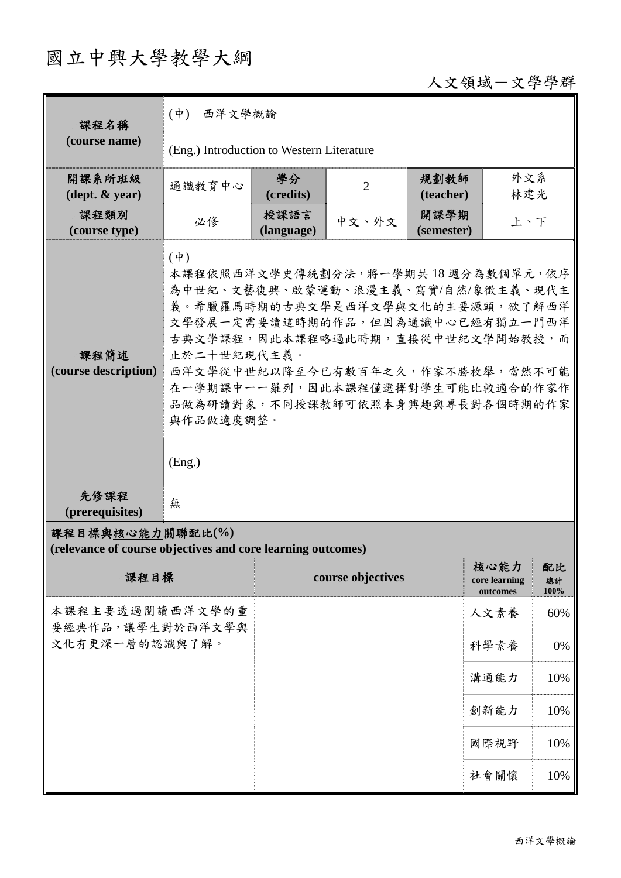# 國立中興大學教學大綱

人文領域－文學學群

| 課程名稱 (course name) | (中) 西洋文學概論 | | | | |
|---|---|---|---|---|---|
| | (Eng.) Introduction to Western Literature | | | | |
| 開課系所班級 (dept. & year) | 通識教育中心 | 學分 (credits) | 2 | 規劃教師 (teacher) | 外文系 林建光 |
| 課程類別 (course type) | 必修 | 授課語言 (language) | 中文、外文 | 開課學期 (semester) | 上、下 |
| 課程簡述 (course description) | (中)<br>本課程依照西洋文學史傳統劃分法，將一學期共 18 週分為數個單元，依序為中世紀、文藝復興、啟蒙運動、浪漫主義、寫實/自然/象徵主義、現代主義。希臘羅馬時期的古典文學是西洋文學與文化的主要源頭，欲了解西洋文學發展一定需要讀這時期的作品，但因為通識中心已經有獨立一門西洋古典文學課程，因此本課程略過此時期，直接從中世紀文學開始教授，而止於二十世紀現代主義。<br>西洋文學從中世紀以降至今已有數百年之久，作家不勝枚舉，當然不可能在一學期課中一一羅列，因此本課程僅選擇對學生可能比較適合的作家作品做為研讀對象，不同授課教師可依照本身興趣與專長對各個時期的作家與作品做適度調整。 | | | | |
| | (Eng.) | | | | |
| 先修課程 (prerequisites) | 無 | | | | |

**課程目標與核心能力關聯配比(%)**
**(relevance of course objectives and core learning outcomes)**

| 課程目標 | course objectives | 核心能力 core learning outcomes | 配比 總計 100% |
|---|---|---|---|
| 本課程主要透過閱讀西洋文學的重要經典作品，讓學生對於西洋文學與文化有更深一層的認識與了解。 | | 人文素養 | 60% |
| | | 科學素養 | 0% |
| | | 溝通能力 | 10% |
| | | 創新能力 | 10% |
| | | 國際視野 | 10% |
| | | 社會關懷 | 10% |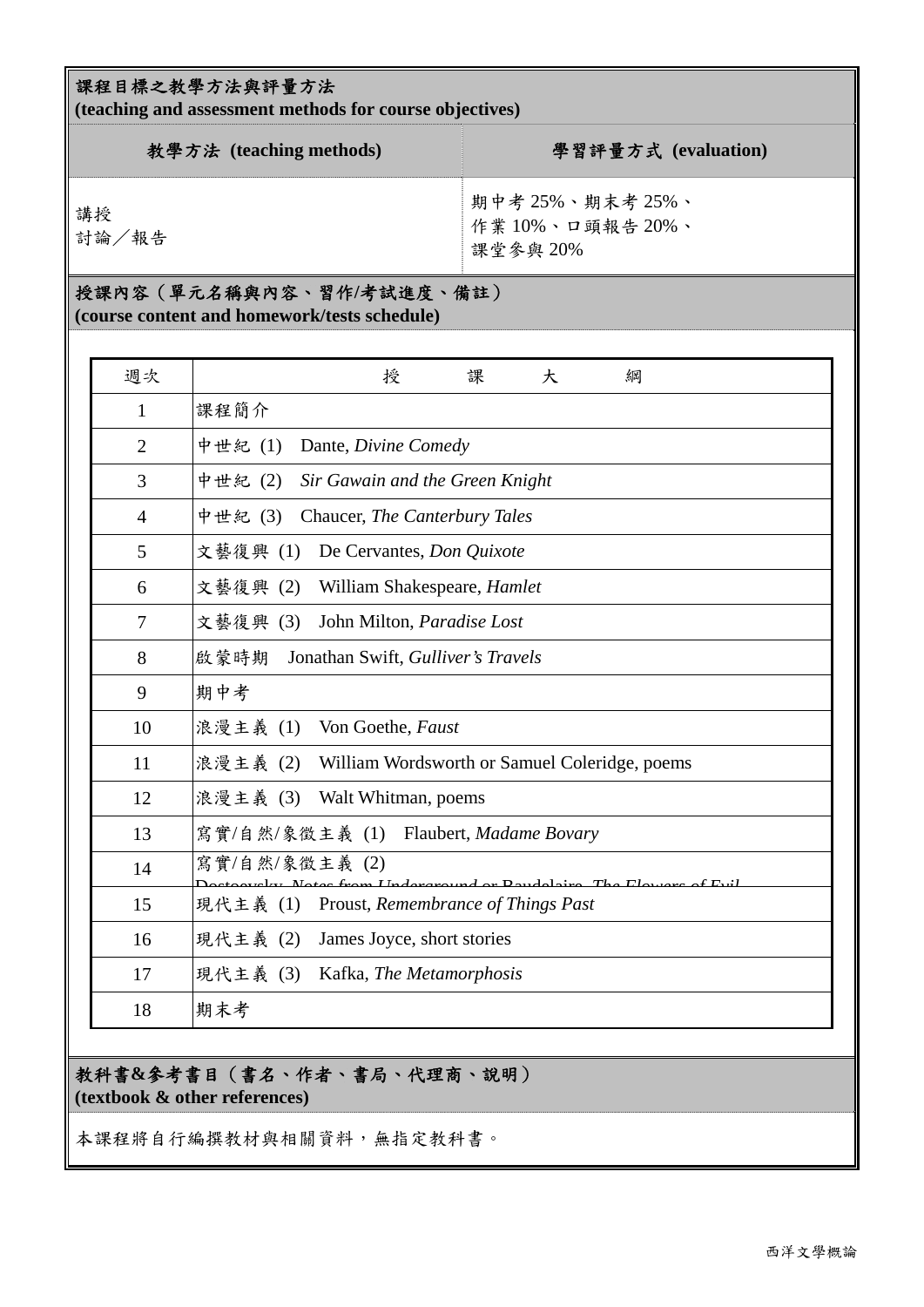## 課程目標之教學方法與評量方法
**(teaching and assessment methods for course objectives)**

| 教學方法 (teaching methods) | 學習評量方式 (evaluation) |
|---|---|
| 講授<br>討論／報告 | 期中考 25%、期末考 25%、<br>作業 10%、口頭報告 20%、<br>課堂參與 20% |

## 授課內容（單元名稱與內容、習作/考試進度、備註）
**(course content and homework/tests schedule)**

| 週次 | 授　課　大　綱 |
|---|---|
| 1 | 課程簡介 |
| 2 | 中世紀 (1)　Dante, *Divine Comedy* |
| 3 | 中世紀 (2)　*Sir Gawain and the Green Knight* |
| 4 | 中世紀 (3)　Chaucer, *The Canterbury Tales* |
| 5 | 文藝復興 (1)　De Cervantes, *Don Quixote* |
| 6 | 文藝復興 (2)　William Shakespeare, *Hamlet* |
| 7 | 文藝復興 (3)　John Milton, *Paradise Lost* |
| 8 | 啟蒙時期　Jonathan Swift, *Gulliver's Travels* |
| 9 | 期中考 |
| 10 | 浪漫主義 (1)　Von Goethe, *Faust* |
| 11 | 浪漫主義 (2)　William Wordsworth or Samuel Coleridge, poems |
| 12 | 浪漫主義 (3)　Walt Whitman, poems |
| 13 | 寫實/自然/象徵主義 (1)　Flaubert, *Madame Bovary* |
| 14 | 寫實/自然/象徵主義 (2)<br>Dostoevsky, *Notes from Underground* or Baudelaire, *The Flowers of Evil* |
| 15 | 現代主義 (1)　Proust, *Remembrance of Things Past* |
| 16 | 現代主義 (2)　James Joyce, short stories |
| 17 | 現代主義 (3)　Kafka, *The Metamorphosis* |
| 18 | 期末考 |

## 教科書&參考書目（書名、作者、書局、代理商、說明）
**(textbook & other references)**

本課程將自行編撰教材與相關資料，無指定教科書。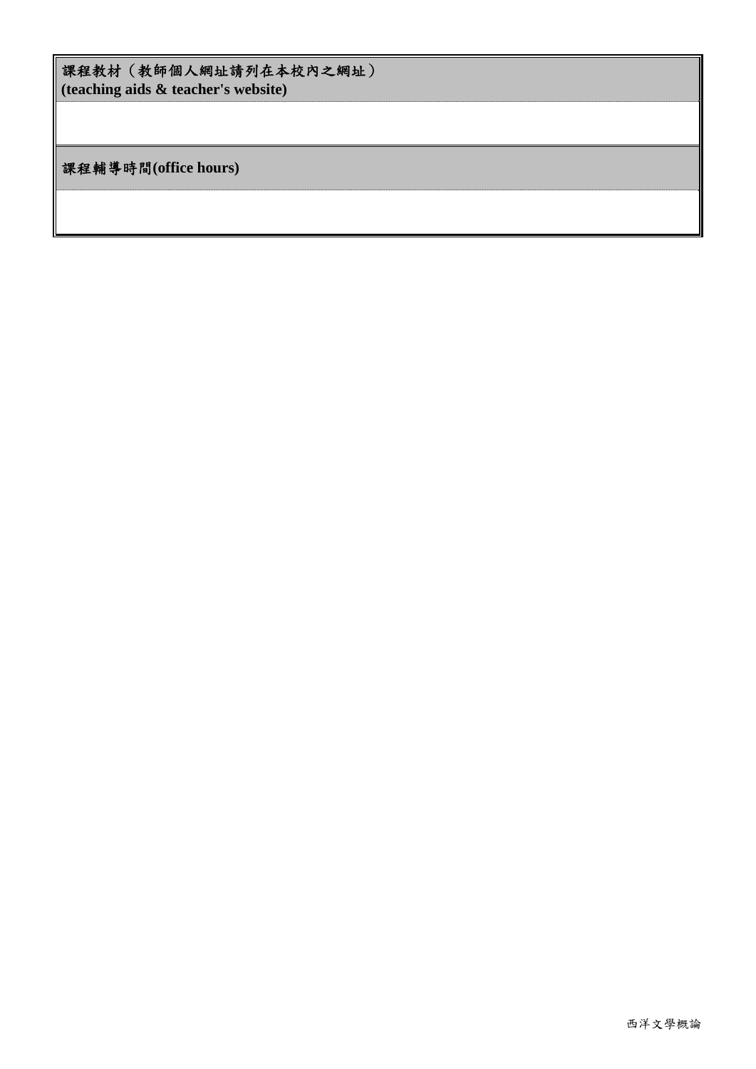| 課程教材（教師個人網址請列在本校內之網址）<br>**(teaching aids & teacher's website)** |
| --- |
| |
| **課程輔導時間(office hours)** |
| |